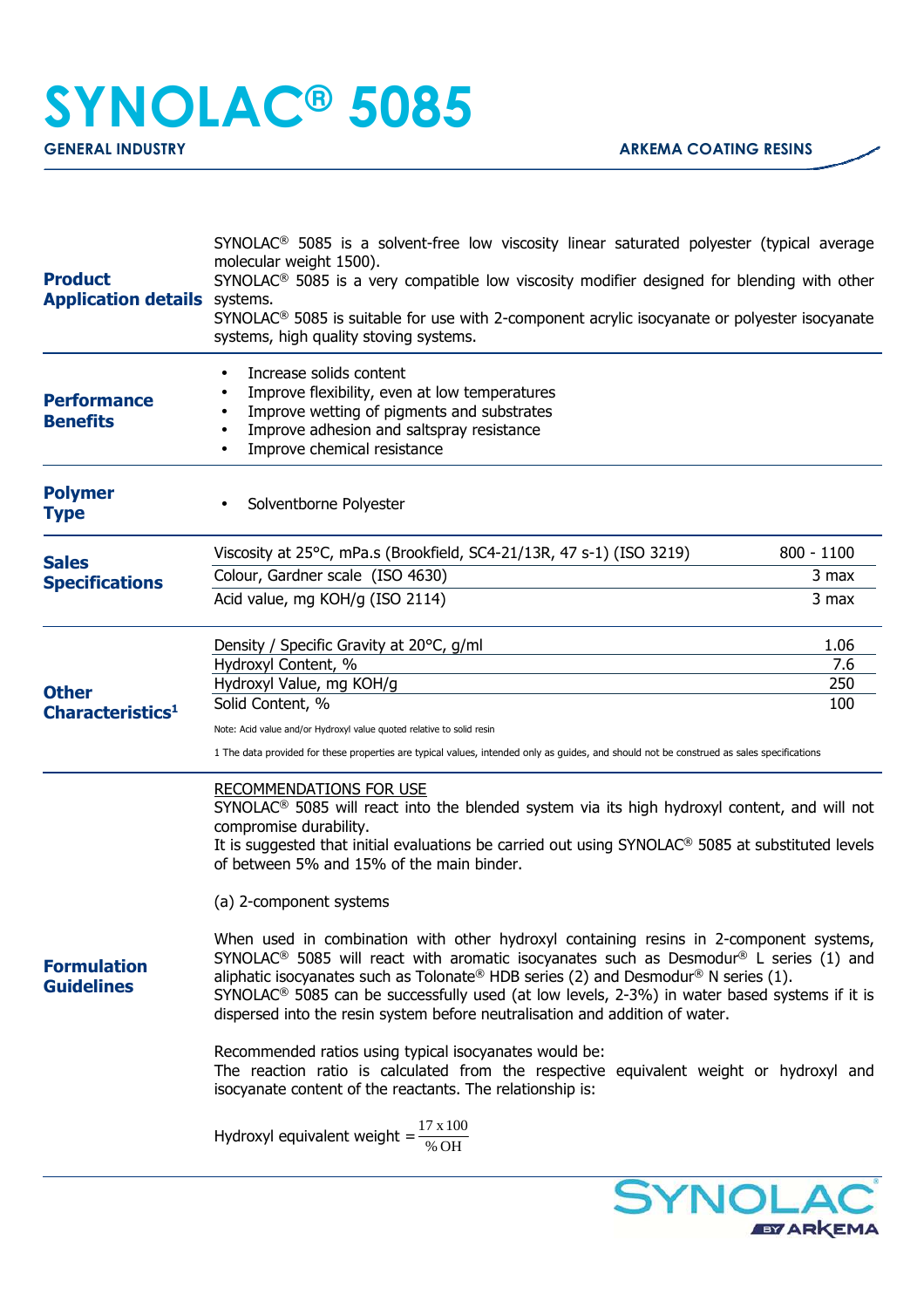# SYNOLAC® 5085

**GENERAL INDUSTRY** **ARKEMA COATING RESINS**

## Product Application details

SYNOLAC® 5085 is a solvent-free low viscosity linear saturated polyester (typical average molecular weight 1500).
SYNOLAC® 5085 is a very compatible low viscosity modifier designed for blending with other systems.
SYNOLAC® 5085 is suitable for use with 2-component acrylic isocyanate or polyester isocyanate systems, high quality stoving systems.

## Performance Benefits

- Increase solids content
- Improve flexibility, even at low temperatures
- Improve wetting of pigments and substrates
- Improve adhesion and saltspray resistance
- Improve chemical resistance

## Polymer Type

- Solventborne Polyester

## Sales Specifications

| Property | Value |
|---|---|
| Viscosity at 25°C, mPa.s (Brookfield, SC4-21/13R, 47 s-1) (ISO 3219) | 800 - 1100 |
| Colour, Gardner scale (ISO 4630) | 3 max |
| Acid value, mg KOH/g (ISO 2114) | 3 max |

## Other Characteristics[1]

| Property | Value |
|---|---|
| Density / Specific Gravity at 20°C, g/ml | 1.06 |
| Hydroxyl Content, % | 7.6 |
| Hydroxyl Value, mg KOH/g | 250 |
| Solid Content, % | 100 |

Note: Acid value and/or Hydroxyl value quoted relative to solid resin

1 The data provided for these properties are typical values, intended only as guides, and should not be construed as sales specifications

## Formulation Guidelines

RECOMMENDATIONS FOR USE

SYNOLAC® 5085 will react into the blended system via its high hydroxyl content, and will not compromise durability.
It is suggested that initial evaluations be carried out using SYNOLAC® 5085 at substituted levels of between 5% and 15% of the main binder.

(a) 2-component systems

When used in combination with other hydroxyl containing resins in 2-component systems, SYNOLAC® 5085 will react with aromatic isocyanates such as Desmodur® L series (1) and aliphatic isocyanates such as Tolonate® HDB series (2) and Desmodur® N series (1).
SYNOLAC® 5085 can be successfully used (at low levels, 2-3%) in water based systems if it is dispersed into the resin system before neutralisation and addition of water.

Recommended ratios using typical isocyanates would be:
The reaction ratio is calculated from the respective equivalent weight or hydroxyl and isocyanate content of the reactants. The relationship is:

$$\text{Hydroxyl equivalent weight} = \frac{17 \times 100}{\% \text{OH}}$$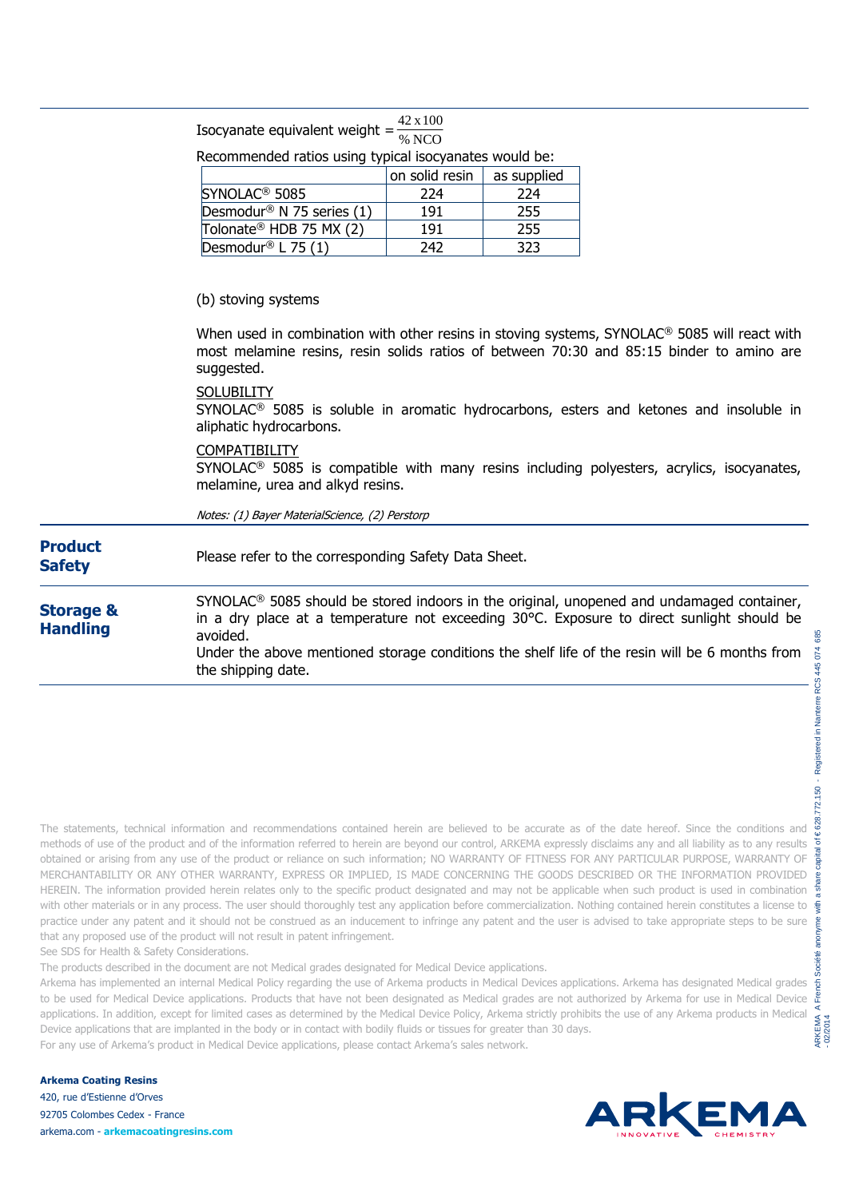Isocyanate equivalent weight = $\frac{42 \times 100}{\% \text{ NCO}}$

Recommended ratios using typical isocyanates would be:

| | on solid resin | as supplied |
|---|---|---|
| SYNOLAC® 5085 | 224 | 224 |
| Desmodur® N 75 series (1) | 191 | 255 |
| Tolonate® HDB 75 MX (2) | 191 | 255 |
| Desmodur® L 75 (1) | 242 | 323 |

(b) stoving systems

When used in combination with other resins in stoving systems, SYNOLAC® 5085 will react with most melamine resins, resin solids ratios of between 70:30 and 85:15 binder to amino are suggested.

SOLUBILITY
SYNOLAC® 5085 is soluble in aromatic hydrocarbons, esters and ketones and insoluble in aliphatic hydrocarbons.

COMPATIBILITY
SYNOLAC® 5085 is compatible with many resins including polyesters, acrylics, isocyanates, melamine, urea and alkyd resins.

*Notes: (1) Bayer MaterialScience, (2) Perstorp*

## Product Safety

Please refer to the corresponding Safety Data Sheet.

## Storage & Handling

SYNOLAC® 5085 should be stored indoors in the original, unopened and undamaged container, in a dry place at a temperature not exceeding 30°C. Exposure to direct sunlight should be avoided.
Under the above mentioned storage conditions the shelf life of the resin will be 6 months from the shipping date.

The statements, technical information and recommendations contained herein are believed to be accurate as of the date hereof. Since the conditions and methods of use of the product and of the information referred to herein are beyond our control, ARKEMA expressly disclaims any and all liability as to any results obtained or arising from any use of the product or reliance on such information; NO WARRANTY OF FITNESS FOR ANY PARTICULAR PURPOSE, WARRANTY OF MERCHANTABILITY OR ANY OTHER WARRANTY, EXPRESS OR IMPLIED, IS MADE CONCERNING THE GOODS DESCRIBED OR THE INFORMATION PROVIDED HEREIN. The information provided herein relates only to the specific product designated and may not be applicable when such product is used in combination with other materials or in any process. The user should thoroughly test any application before commercialization. Nothing contained herein constitutes a license to practice under any patent and it should not be construed as an inducement to infringe any patent and the user is advised to take appropriate steps to be sure that any proposed use of the product will not result in patent infringement.
See SDS for Health & Safety Considerations.
The products described in the document are not Medical grades designated for Medical Device applications.
Arkema has implemented an internal Medical Policy regarding the use of Arkema products in Medical Devices applications. Arkema has designated Medical grades to be used for Medical Device applications. Products that have not been designated as Medical grades are not authorized by Arkema for use in Medical Device applications. In addition, except for limited cases as determined by the Medical Device Policy, Arkema strictly prohibits the use of any Arkema products in Medical Device applications that are implanted in the body or in contact with bodily fluids or tissues for greater than 30 days.
For any use of Arkema's product in Medical Device applications, please contact Arkema's sales network.

ARKEMA A French Société anonyme with a share capital of € 628.772.150 - Registered in Nanterre RCS 445 074 685 - 02/2014

**Arkema Coating Resins**
420, rue d'Estienne d'Orves
92705 Colombes Cedex - France
arkema.com - **arkemacoatingresins.com**

ARKEMA INNOVATIVE CHEMISTRY